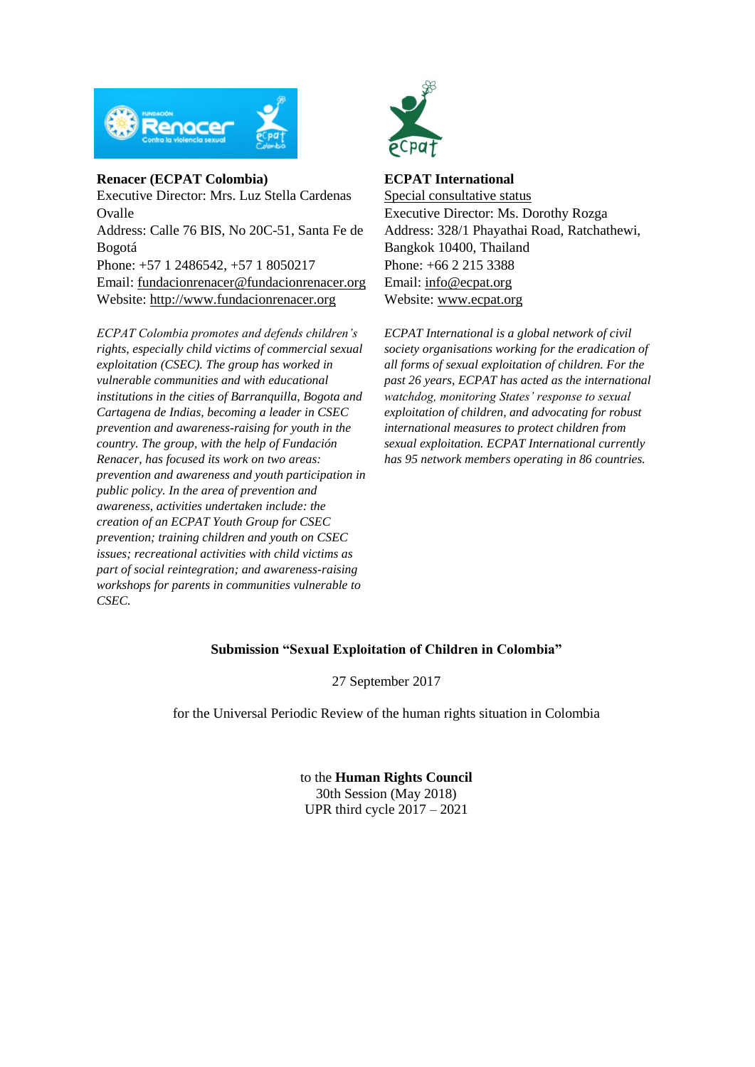**Renacer (ECPAT Colombia)**
Executive Director: Mrs. Luz Stella Cardenas Ovalle
Address: Calle 76 BIS, No 20C-51, Santa Fe de Bogotá
Phone: +57 1 2486542, +57 1 8050217
Email: fundacionrenacer@fundacionrenacer.org
Website: http://www.fundacionrenacer.org

*ECPAT Colombia promotes and defends children's rights, especially child victims of commercial sexual exploitation (CSEC). The group has worked in vulnerable communities and with educational institutions in the cities of Barranquilla, Bogota and Cartagena de Indias, becoming a leader in CSEC prevention and awareness-raising for youth in the country. The group, with the help of Fundación Renacer, has focused its work on two areas: prevention and awareness and youth participation in public policy. In the area of prevention and awareness, activities undertaken include: the creation of an ECPAT Youth Group for CSEC prevention; training children and youth on CSEC issues; recreational activities with child victims as part of social reintegration; and awareness-raising workshops for parents in communities vulnerable to CSEC.*

**ECPAT International**
Special consultative status
Executive Director: Ms. Dorothy Rozga
Address: 328/1 Phayathai Road, Ratchathewi, Bangkok 10400, Thailand
Phone: +66 2 215 3388
Email: info@ecpat.org
Website: www.ecpat.org

*ECPAT International is a global network of civil society organisations working for the eradication of all forms of sexual exploitation of children. For the past 26 years, ECPAT has acted as the international watchdog, monitoring States' response to sexual exploitation of children, and advocating for robust international measures to protect children from sexual exploitation. ECPAT International currently has 95 network members operating in 86 countries.*

**Submission "Sexual Exploitation of Children in Colombia"**

27 September 2017

for the Universal Periodic Review of the human rights situation in Colombia

to the **Human Rights Council**
30th Session (May 2018)
UPR third cycle 2017 – 2021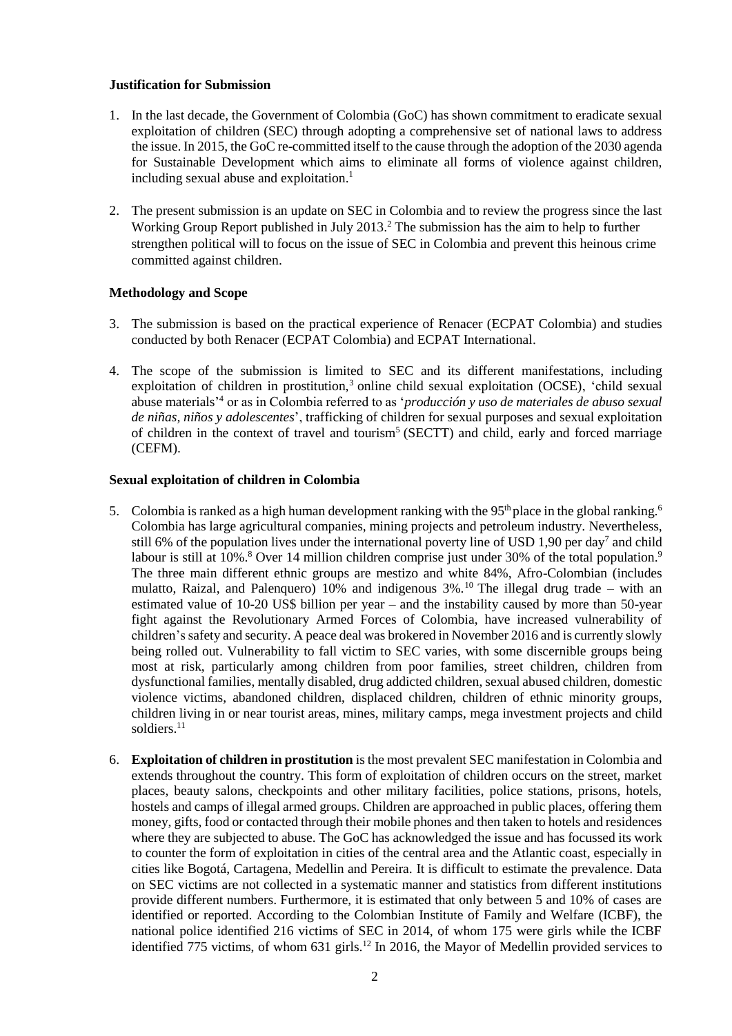**Justification for Submission**

1. In the last decade, the Government of Colombia (GoC) has shown commitment to eradicate sexual exploitation of children (SEC) through adopting a comprehensive set of national laws to address the issue. In 2015, the GoC re-committed itself to the cause through the adoption of the 2030 agenda for Sustainable Development which aims to eliminate all forms of violence against children, including sexual abuse and exploitation.[1]

2. The present submission is an update on SEC in Colombia and to review the progress since the last Working Group Report published in July 2013.[2] The submission has the aim to help to further strengthen political will to focus on the issue of SEC in Colombia and prevent this heinous crime committed against children.

**Methodology and Scope**

3. The submission is based on the practical experience of Renacer (ECPAT Colombia) and studies conducted by both Renacer (ECPAT Colombia) and ECPAT International.

4. The scope of the submission is limited to SEC and its different manifestations, including exploitation of children in prostitution,[3] online child sexual exploitation (OCSE), 'child sexual abuse materials'[4] or as in Colombia referred to as '*producción y uso de materiales de abuso sexual de niñas, niños y adolescentes*', trafficking of children for sexual purposes and sexual exploitation of children in the context of travel and tourism[5] (SECTT) and child, early and forced marriage (CEFM).

**Sexual exploitation of children in Colombia**

5. Colombia is ranked as a high human development ranking with the 95th place in the global ranking.[6] Colombia has large agricultural companies, mining projects and petroleum industry. Nevertheless, still 6% of the population lives under the international poverty line of USD 1,90 per day[7] and child labour is still at 10%.[8] Over 14 million children comprise just under 30% of the total population.[9] The three main different ethnic groups are mestizo and white 84%, Afro-Colombian (includes mulatto, Raizal, and Palenquero) 10% and indigenous 3%.[10] The illegal drug trade – with an estimated value of 10-20 US$ billion per year – and the instability caused by more than 50-year fight against the Revolutionary Armed Forces of Colombia, have increased vulnerability of children's safety and security. A peace deal was brokered in November 2016 and is currently slowly being rolled out. Vulnerability to fall victim to SEC varies, with some discernible groups being most at risk, particularly among children from poor families, street children, children from dysfunctional families, mentally disabled, drug addicted children, sexual abused children, domestic violence victims, abandoned children, displaced children, children of ethnic minority groups, children living in or near tourist areas, mines, military camps, mega investment projects and child soldiers.[11]

6. **Exploitation of children in prostitution** is the most prevalent SEC manifestation in Colombia and extends throughout the country. This form of exploitation of children occurs on the street, market places, beauty salons, checkpoints and other military facilities, police stations, prisons, hotels, hostels and camps of illegal armed groups. Children are approached in public places, offering them money, gifts, food or contacted through their mobile phones and then taken to hotels and residences where they are subjected to abuse. The GoC has acknowledged the issue and has focussed its work to counter the form of exploitation in cities of the central area and the Atlantic coast, especially in cities like Bogotá, Cartagena, Medellin and Pereira. It is difficult to estimate the prevalence. Data on SEC victims are not collected in a systematic manner and statistics from different institutions provide different numbers. Furthermore, it is estimated that only between 5 and 10% of cases are identified or reported. According to the Colombian Institute of Family and Welfare (ICBF), the national police identified 216 victims of SEC in 2014, of whom 175 were girls while the ICBF identified 775 victims, of whom 631 girls.[12] In 2016, the Mayor of Medellin provided services to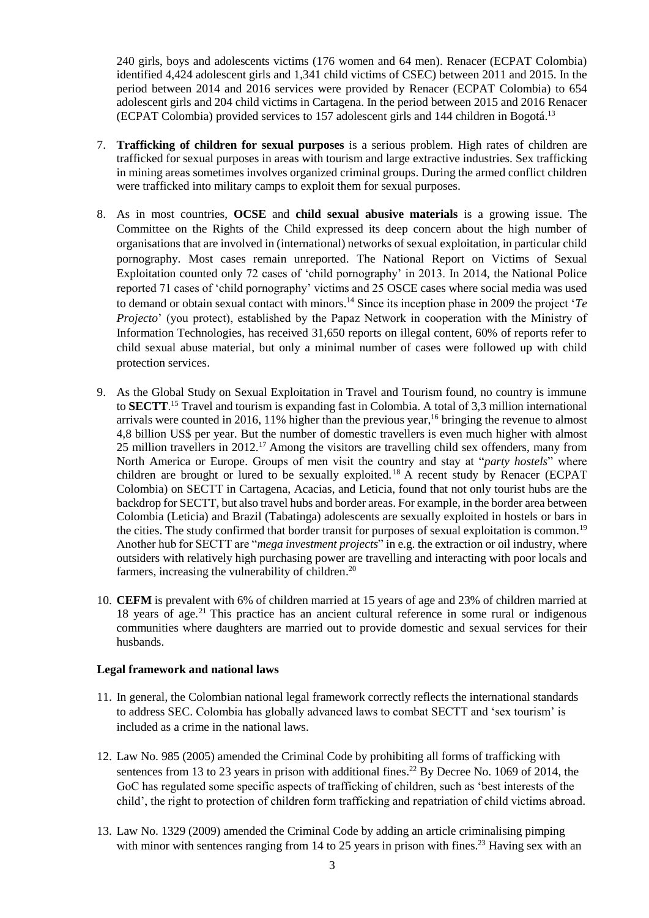240 girls, boys and adolescents victims (176 women and 64 men). Renacer (ECPAT Colombia) identified 4,424 adolescent girls and 1,341 child victims of CSEC) between 2011 and 2015. In the period between 2014 and 2016 services were provided by Renacer (ECPAT Colombia) to 654 adolescent girls and 204 child victims in Cartagena. In the period between 2015 and 2016 Renacer (ECPAT Colombia) provided services to 157 adolescent girls and 144 children in Bogotá.[13]

7. **Trafficking of children for sexual purposes** is a serious problem. High rates of children are trafficked for sexual purposes in areas with tourism and large extractive industries. Sex trafficking in mining areas sometimes involves organized criminal groups. During the armed conflict children were trafficked into military camps to exploit them for sexual purposes.

8. As in most countries, **OCSE** and **child sexual abusive materials** is a growing issue. The Committee on the Rights of the Child expressed its deep concern about the high number of organisations that are involved in (international) networks of sexual exploitation, in particular child pornography. Most cases remain unreported. The National Report on Victims of Sexual Exploitation counted only 72 cases of 'child pornography' in 2013. In 2014, the National Police reported 71 cases of 'child pornography' victims and 25 OSCE cases where social media was used to demand or obtain sexual contact with minors.[14] Since its inception phase in 2009 the project '*Te Projecto*' (you protect), established by the Papaz Network in cooperation with the Ministry of Information Technologies, has received 31,650 reports on illegal content, 60% of reports refer to child sexual abuse material, but only a minimal number of cases were followed up with child protection services.

9. As the Global Study on Sexual Exploitation in Travel and Tourism found, no country is immune to **SECTT**.[15] Travel and tourism is expanding fast in Colombia. A total of 3,3 million international arrivals were counted in 2016, 11% higher than the previous year,[16] bringing the revenue to almost 4,8 billion US$ per year. But the number of domestic travellers is even much higher with almost 25 million travellers in 2012.[17] Among the visitors are travelling child sex offenders, many from North America or Europe. Groups of men visit the country and stay at "*party hostels*" where children are brought or lured to be sexually exploited.[18] A recent study by Renacer (ECPAT Colombia) on SECTT in Cartagena, Acacias, and Leticia, found that not only tourist hubs are the backdrop for SECTT, but also travel hubs and border areas. For example, in the border area between Colombia (Leticia) and Brazil (Tabatinga) adolescents are sexually exploited in hostels or bars in the cities. The study confirmed that border transit for purposes of sexual exploitation is common.[19] Another hub for SECTT are "*mega investment projects*" in e.g. the extraction or oil industry, where outsiders with relatively high purchasing power are travelling and interacting with poor locals and farmers, increasing the vulnerability of children.[20]

10. **CEFM** is prevalent with 6% of children married at 15 years of age and 23% of children married at 18 years of age.[21] This practice has an ancient cultural reference in some rural or indigenous communities where daughters are married out to provide domestic and sexual services for their husbands.

**Legal framework and national laws**

11. In general, the Colombian national legal framework correctly reflects the international standards to address SEC. Colombia has globally advanced laws to combat SECTT and 'sex tourism' is included as a crime in the national laws.

12. Law No. 985 (2005) amended the Criminal Code by prohibiting all forms of trafficking with sentences from 13 to 23 years in prison with additional fines.[22] By Decree No. 1069 of 2014, the GoC has regulated some specific aspects of trafficking of children, such as 'best interests of the child', the right to protection of children form trafficking and repatriation of child victims abroad.

13. Law No. 1329 (2009) amended the Criminal Code by adding an article criminalising pimping with minor with sentences ranging from 14 to 25 years in prison with fines.[23] Having sex with an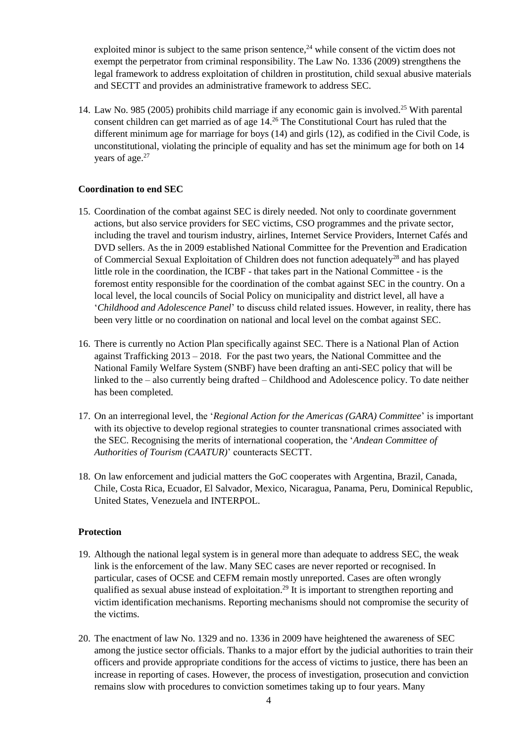exploited minor is subject to the same prison sentence,[24] while consent of the victim does not exempt the perpetrator from criminal responsibility. The Law No. 1336 (2009) strengthens the legal framework to address exploitation of children in prostitution, child sexual abusive materials and SECTT and provides an administrative framework to address SEC.

14. Law No. 985 (2005) prohibits child marriage if any economic gain is involved.[25] With parental consent children can get married as of age 14.[26] The Constitutional Court has ruled that the different minimum age for marriage for boys (14) and girls (12), as codified in the Civil Code, is unconstitutional, violating the principle of equality and has set the minimum age for both on 14 years of age.[27]

**Coordination to end SEC**

15. Coordination of the combat against SEC is direly needed. Not only to coordinate government actions, but also service providers for SEC victims, CSO programmes and the private sector, including the travel and tourism industry, airlines, Internet Service Providers, Internet Cafés and DVD sellers. As the in 2009 established National Committee for the Prevention and Eradication of Commercial Sexual Exploitation of Children does not function adequately[28] and has played little role in the coordination, the ICBF - that takes part in the National Committee - is the foremost entity responsible for the coordination of the combat against SEC in the country. On a local level, the local councils of Social Policy on municipality and district level, all have a '*Childhood and Adolescence Panel*' to discuss child related issues. However, in reality, there has been very little or no coordination on national and local level on the combat against SEC.

16. There is currently no Action Plan specifically against SEC. There is a National Plan of Action against Trafficking 2013 – 2018. For the past two years, the National Committee and the National Family Welfare System (SNBF) have been drafting an anti-SEC policy that will be linked to the – also currently being drafted – Childhood and Adolescence policy. To date neither has been completed.

17. On an interregional level, the '*Regional Action for the Americas (GARA) Committee*' is important with its objective to develop regional strategies to counter transnational crimes associated with the SEC. Recognising the merits of international cooperation, the '*Andean Committee of Authorities of Tourism (CAATUR)*' counteracts SECTT.

18. On law enforcement and judicial matters the GoC cooperates with Argentina, Brazil, Canada, Chile, Costa Rica, Ecuador, El Salvador, Mexico, Nicaragua, Panama, Peru, Dominical Republic, United States, Venezuela and INTERPOL.

**Protection**

19. Although the national legal system is in general more than adequate to address SEC, the weak link is the enforcement of the law. Many SEC cases are never reported or recognised. In particular, cases of OCSE and CEFM remain mostly unreported. Cases are often wrongly qualified as sexual abuse instead of exploitation.[29] It is important to strengthen reporting and victim identification mechanisms. Reporting mechanisms should not compromise the security of the victims.

20. The enactment of law No. 1329 and no. 1336 in 2009 have heightened the awareness of SEC among the justice sector officials. Thanks to a major effort by the judicial authorities to train their officers and provide appropriate conditions for the access of victims to justice, there has been an increase in reporting of cases. However, the process of investigation, prosecution and conviction remains slow with procedures to conviction sometimes taking up to four years. Many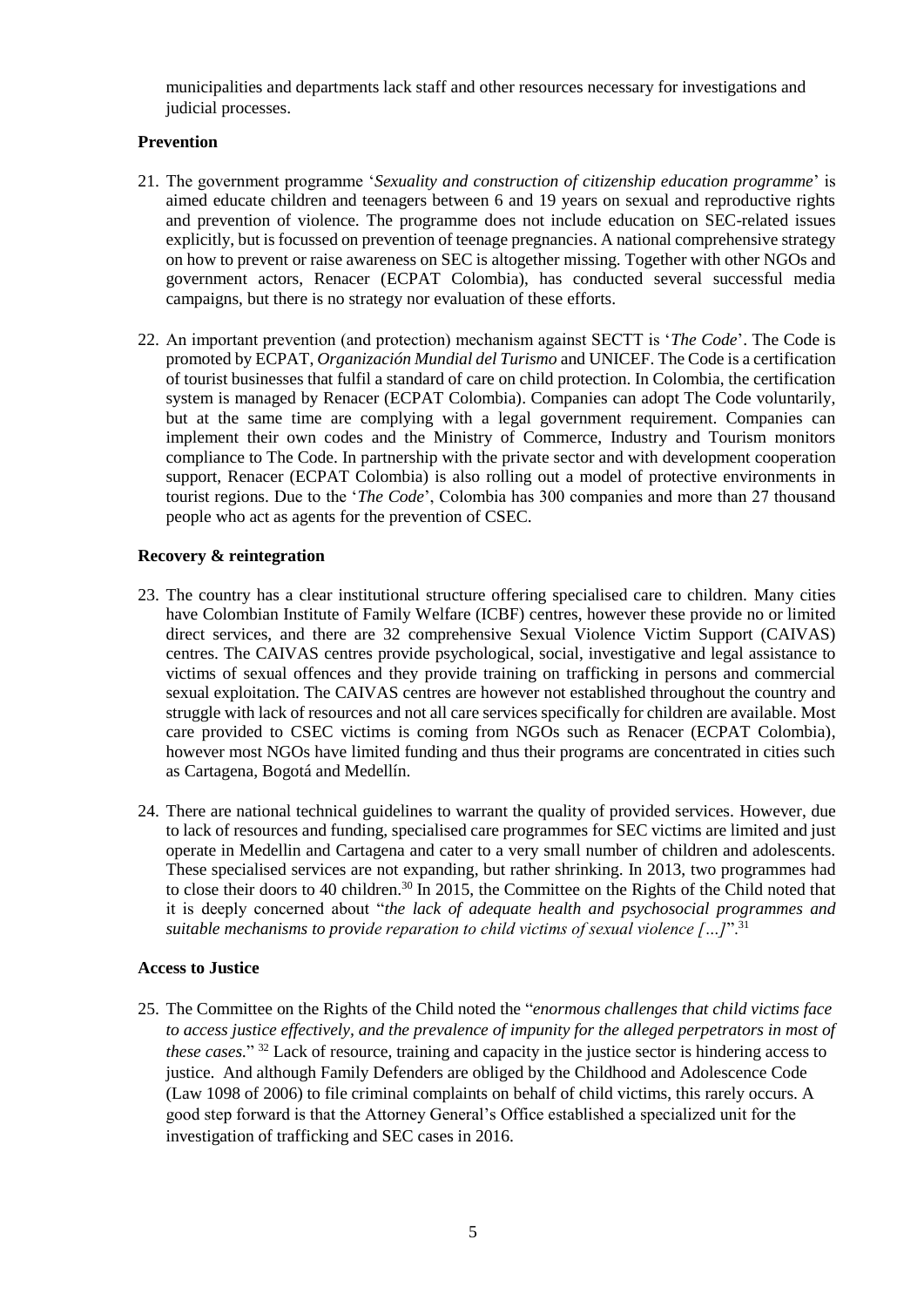municipalities and departments lack staff and other resources necessary for investigations and judicial processes.

**Prevention**

21. The government programme '*Sexuality and construction of citizenship education programme*' is aimed educate children and teenagers between 6 and 19 years on sexual and reproductive rights and prevention of violence. The programme does not include education on SEC-related issues explicitly, but is focussed on prevention of teenage pregnancies. A national comprehensive strategy on how to prevent or raise awareness on SEC is altogether missing. Together with other NGOs and government actors, Renacer (ECPAT Colombia), has conducted several successful media campaigns, but there is no strategy nor evaluation of these efforts.

22. An important prevention (and protection) mechanism against SECTT is '*The Code*'. The Code is promoted by ECPAT, *Organización Mundial del Turismo* and UNICEF. The Code is a certification of tourist businesses that fulfil a standard of care on child protection. In Colombia, the certification system is managed by Renacer (ECPAT Colombia). Companies can adopt The Code voluntarily, but at the same time are complying with a legal government requirement. Companies can implement their own codes and the Ministry of Commerce, Industry and Tourism monitors compliance to The Code. In partnership with the private sector and with development cooperation support, Renacer (ECPAT Colombia) is also rolling out a model of protective environments in tourist regions. Due to the '*The Code*', Colombia has 300 companies and more than 27 thousand people who act as agents for the prevention of CSEC.

**Recovery & reintegration**

23. The country has a clear institutional structure offering specialised care to children. Many cities have Colombian Institute of Family Welfare (ICBF) centres, however these provide no or limited direct services, and there are 32 comprehensive Sexual Violence Victim Support (CAIVAS) centres. The CAIVAS centres provide psychological, social, investigative and legal assistance to victims of sexual offences and they provide training on trafficking in persons and commercial sexual exploitation. The CAIVAS centres are however not established throughout the country and struggle with lack of resources and not all care services specifically for children are available. Most care provided to CSEC victims is coming from NGOs such as Renacer (ECPAT Colombia), however most NGOs have limited funding and thus their programs are concentrated in cities such as Cartagena, Bogotá and Medellín.

24. There are national technical guidelines to warrant the quality of provided services. However, due to lack of resources and funding, specialised care programmes for SEC victims are limited and just operate in Medellin and Cartagena and cater to a very small number of children and adolescents. These specialised services are not expanding, but rather shrinking. In 2013, two programmes had to close their doors to 40 children.[30] In 2015, the Committee on the Rights of the Child noted that it is deeply concerned about "*the lack of adequate health and psychosocial programmes and suitable mechanisms to provide reparation to child victims of sexual violence […]*".[31]

**Access to Justice**

25. The Committee on the Rights of the Child noted the "*enormous challenges that child victims face to access justice effectively, and the prevalence of impunity for the alleged perpetrators in most of these cases.*" [32] Lack of resource, training and capacity in the justice sector is hindering access to justice. And although Family Defenders are obliged by the Childhood and Adolescence Code (Law 1098 of 2006) to file criminal complaints on behalf of child victims, this rarely occurs. A good step forward is that the Attorney General's Office established a specialized unit for the investigation of trafficking and SEC cases in 2016.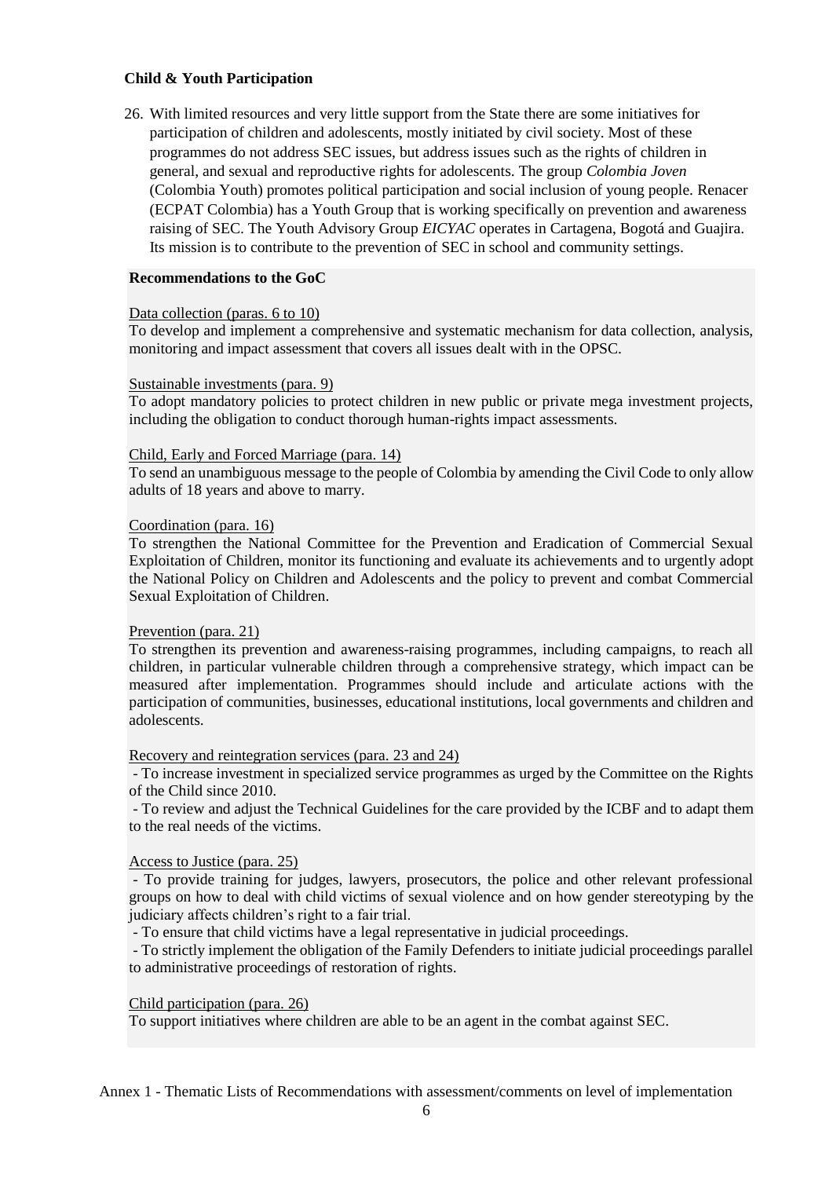### Child & Youth Participation

26. With limited resources and very little support from the State there are some initiatives for participation of children and adolescents, mostly initiated by civil society. Most of these programmes do not address SEC issues, but address issues such as the rights of children in general, and sexual and reproductive rights for adolescents. The group *Colombia Joven* (Colombia Youth) promotes political participation and social inclusion of young people. Renacer (ECPAT Colombia) has a Youth Group that is working specifically on prevention and awareness raising of SEC. The Youth Advisory Group *EICYAC* operates in Cartagena, Bogotá and Guajira. Its mission is to contribute to the prevention of SEC in school and community settings.

**Recommendations to the GoC**

<u>Data collection (paras. 6 to 10)</u>
To develop and implement a comprehensive and systematic mechanism for data collection, analysis, monitoring and impact assessment that covers all issues dealt with in the OPSC.

<u>Sustainable investments (para. 9)</u>
To adopt mandatory policies to protect children in new public or private mega investment projects, including the obligation to conduct thorough human-rights impact assessments.

<u>Child, Early and Forced Marriage (para. 14)</u>
To send an unambiguous message to the people of Colombia by amending the Civil Code to only allow adults of 18 years and above to marry.

<u>Coordination (para. 16)</u>
To strengthen the National Committee for the Prevention and Eradication of Commercial Sexual Exploitation of Children, monitor its functioning and evaluate its achievements and to urgently adopt the National Policy on Children and Adolescents and the policy to prevent and combat Commercial Sexual Exploitation of Children.

<u>Prevention (para. 21)</u>
To strengthen its prevention and awareness-raising programmes, including campaigns, to reach all children, in particular vulnerable children through a comprehensive strategy, which impact can be measured after implementation. Programmes should include and articulate actions with the participation of communities, businesses, educational institutions, local governments and children and adolescents.

<u>Recovery and reintegration services (para. 23 and 24)</u>
- To increase investment in specialized service programmes as urged by the Committee on the Rights of the Child since 2010.
- To review and adjust the Technical Guidelines for the care provided by the ICBF and to adapt them to the real needs of the victims.

<u>Access to Justice (para. 25)</u>
- To provide training for judges, lawyers, prosecutors, the police and other relevant professional groups on how to deal with child victims of sexual violence and on how gender stereotyping by the judiciary affects children's right to a fair trial.
- To ensure that child victims have a legal representative in judicial proceedings.
- To strictly implement the obligation of the Family Defenders to initiate judicial proceedings parallel to administrative proceedings of restoration of rights.

<u>Child participation (para. 26)</u>
To support initiatives where children are able to be an agent in the combat against SEC.

Annex 1 - Thematic Lists of Recommendations with assessment/comments on level of implementation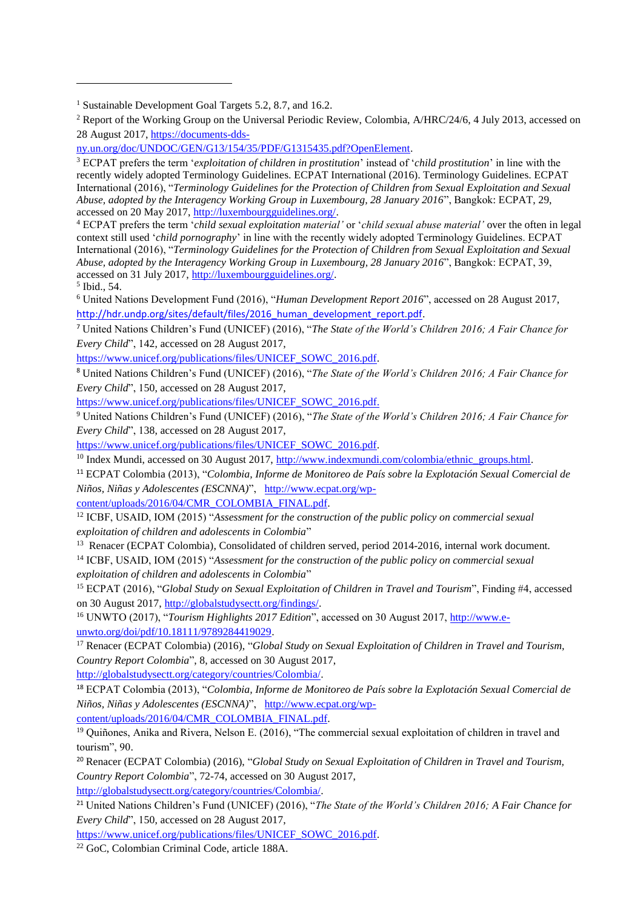[1] Sustainable Development Goal Targets 5.2, 8.7, and 16.2.

[2] Report of the Working Group on the Universal Periodic Review, Colombia, A/HRC/24/6, 4 July 2013, accessed on 28 August 2017, https://documents-dds-ny.un.org/doc/UNDOC/GEN/G13/154/35/PDF/G1315435.pdf?OpenElement.

[3] ECPAT prefers the term '*exploitation of children in prostitution*' instead of '*child prostitution*' in line with the recently widely adopted Terminology Guidelines. ECPAT International (2016). Terminology Guidelines. ECPAT International (2016), "*Terminology Guidelines for the Protection of Children from Sexual Exploitation and Sexual Abuse, adopted by the Interagency Working Group in Luxembourg, 28 January 2016*", Bangkok: ECPAT, 29, accessed on 20 May 2017, http://luxembourgguidelines.org/.

[4] ECPAT prefers the term '*child sexual exploitation material*' or '*child sexual abuse material*' over the often in legal context still used '*child pornography*' in line with the recently widely adopted Terminology Guidelines. ECPAT International (2016), "*Terminology Guidelines for the Protection of Children from Sexual Exploitation and Sexual Abuse, adopted by the Interagency Working Group in Luxembourg, 28 January 2016*", Bangkok: ECPAT, 39, accessed on 31 July 2017, http://luxembourgguidelines.org/.

[5] Ibid., 54.

[6] United Nations Development Fund (2016), "*Human Development Report 2016*", accessed on 28 August 2017, http://hdr.undp.org/sites/default/files/2016_human_development_report.pdf.

[7] United Nations Children's Fund (UNICEF) (2016), "*The State of the World's Children 2016; A Fair Chance for Every Child*", 142, accessed on 28 August 2017, https://www.unicef.org/publications/files/UNICEF_SOWC_2016.pdf.

[8] United Nations Children's Fund (UNICEF) (2016), "*The State of the World's Children 2016; A Fair Chance for Every Child*", 150, accessed on 28 August 2017, https://www.unicef.org/publications/files/UNICEF_SOWC_2016.pdf.

[9] United Nations Children's Fund (UNICEF) (2016), "*The State of the World's Children 2016; A Fair Chance for Every Child*", 138, accessed on 28 August 2017, https://www.unicef.org/publications/files/UNICEF_SOWC_2016.pdf.

[10] Index Mundi, accessed on 30 August 2017, http://www.indexmundi.com/colombia/ethnic_groups.html.

[11] ECPAT Colombia (2013), "*Colombia, Informe de Monitoreo de País sobre la Explotación Sexual Comercial de Niños, Niñas y Adolescentes (ESCNNA)*", http://www.ecpat.org/wp-content/uploads/2016/04/CMR_COLOMBIA_FINAL.pdf.

[12] ICBF, USAID, IOM (2015) "*Assessment for the construction of the public policy on commercial sexual exploitation of children and adolescents in Colombia*"

[13] Renacer (ECPAT Colombia), Consolidated of children served, period 2014-2016, internal work document.

[14] ICBF, USAID, IOM (2015) "*Assessment for the construction of the public policy on commercial sexual exploitation of children and adolescents in Colombia*"

[15] ECPAT (2016), "*Global Study on Sexual Exploitation of Children in Travel and Tourism*", Finding #4, accessed on 30 August 2017, http://globalstudysectt.org/findings/.

[16] UNWTO (2017), "*Tourism Highlights 2017 Edition*", accessed on 30 August 2017, http://www.e-unwto.org/doi/pdf/10.18111/9789284419029.

[17] Renacer (ECPAT Colombia) (2016), "*Global Study on Sexual Exploitation of Children in Travel and Tourism, Country Report Colombia*", 8, accessed on 30 August 2017, http://globalstudysectt.org/category/countries/Colombia/.

[18] ECPAT Colombia (2013), "*Colombia, Informe de Monitoreo de País sobre la Explotación Sexual Comercial de Niños, Niñas y Adolescentes (ESCNNA)*", http://www.ecpat.org/wp-content/uploads/2016/04/CMR_COLOMBIA_FINAL.pdf.

[19] Quiñones, Anika and Rivera, Nelson E. (2016), "The commercial sexual exploitation of children in travel and tourism", 90.

[20] Renacer (ECPAT Colombia) (2016), "*Global Study on Sexual Exploitation of Children in Travel and Tourism, Country Report Colombia*", 72-74, accessed on 30 August 2017, http://globalstudysectt.org/category/countries/Colombia/.

[21] United Nations Children's Fund (UNICEF) (2016), "*The State of the World's Children 2016; A Fair Chance for Every Child*", 150, accessed on 28 August 2017, https://www.unicef.org/publications/files/UNICEF_SOWC_2016.pdf.

[22] GoC, Colombian Criminal Code, article 188A.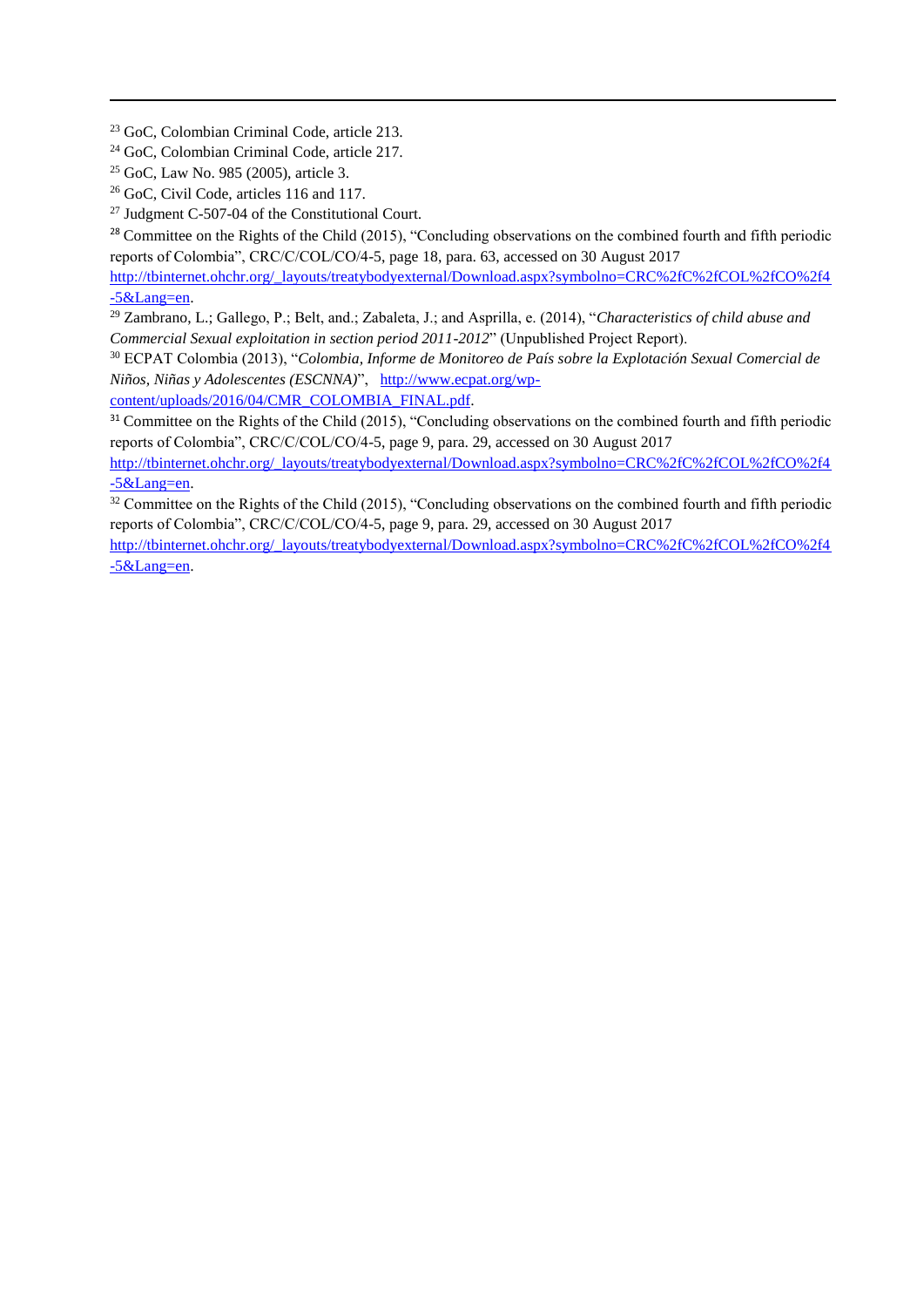[23] GoC, Colombian Criminal Code, article 213.

[24] GoC, Colombian Criminal Code, article 217.

[25] GoC, Law No. 985 (2005), article 3.

[26] GoC, Civil Code, articles 116 and 117.

[27] Judgment C-507-04 of the Constitutional Court.

[28] Committee on the Rights of the Child (2015), "Concluding observations on the combined fourth and fifth periodic reports of Colombia", CRC/C/COL/CO/4-5, page 18, para. 63, accessed on 30 August 2017 http://tbinternet.ohchr.org/_layouts/treatybodyexternal/Download.aspx?symbolno=CRC%2fC%2fCOL%2fCO%2f4-5&Lang=en.

[29] Zambrano, L.; Gallego, P.; Belt, and.; Zabaleta, J.; and Asprilla, e. (2014), "*Characteristics of child abuse and Commercial Sexual exploitation in section period 2011-2012*" (Unpublished Project Report).

[30] ECPAT Colombia (2013), "*Colombia, Informe de Monitoreo de País sobre la Explotación Sexual Comercial de Niños, Niñas y Adolescentes (ESCNNA)*", http://www.ecpat.org/wp-content/uploads/2016/04/CMR_COLOMBIA_FINAL.pdf.

[31] Committee on the Rights of the Child (2015), "Concluding observations on the combined fourth and fifth periodic reports of Colombia", CRC/C/COL/CO/4-5, page 9, para. 29, accessed on 30 August 2017 http://tbinternet.ohchr.org/_layouts/treatybodyexternal/Download.aspx?symbolno=CRC%2fC%2fCOL%2fCO%2f4-5&Lang=en.

[32] Committee on the Rights of the Child (2015), "Concluding observations on the combined fourth and fifth periodic reports of Colombia", CRC/C/COL/CO/4-5, page 9, para. 29, accessed on 30 August 2017 http://tbinternet.ohchr.org/_layouts/treatybodyexternal/Download.aspx?symbolno=CRC%2fC%2fCOL%2fCO%2f4-5&Lang=en.